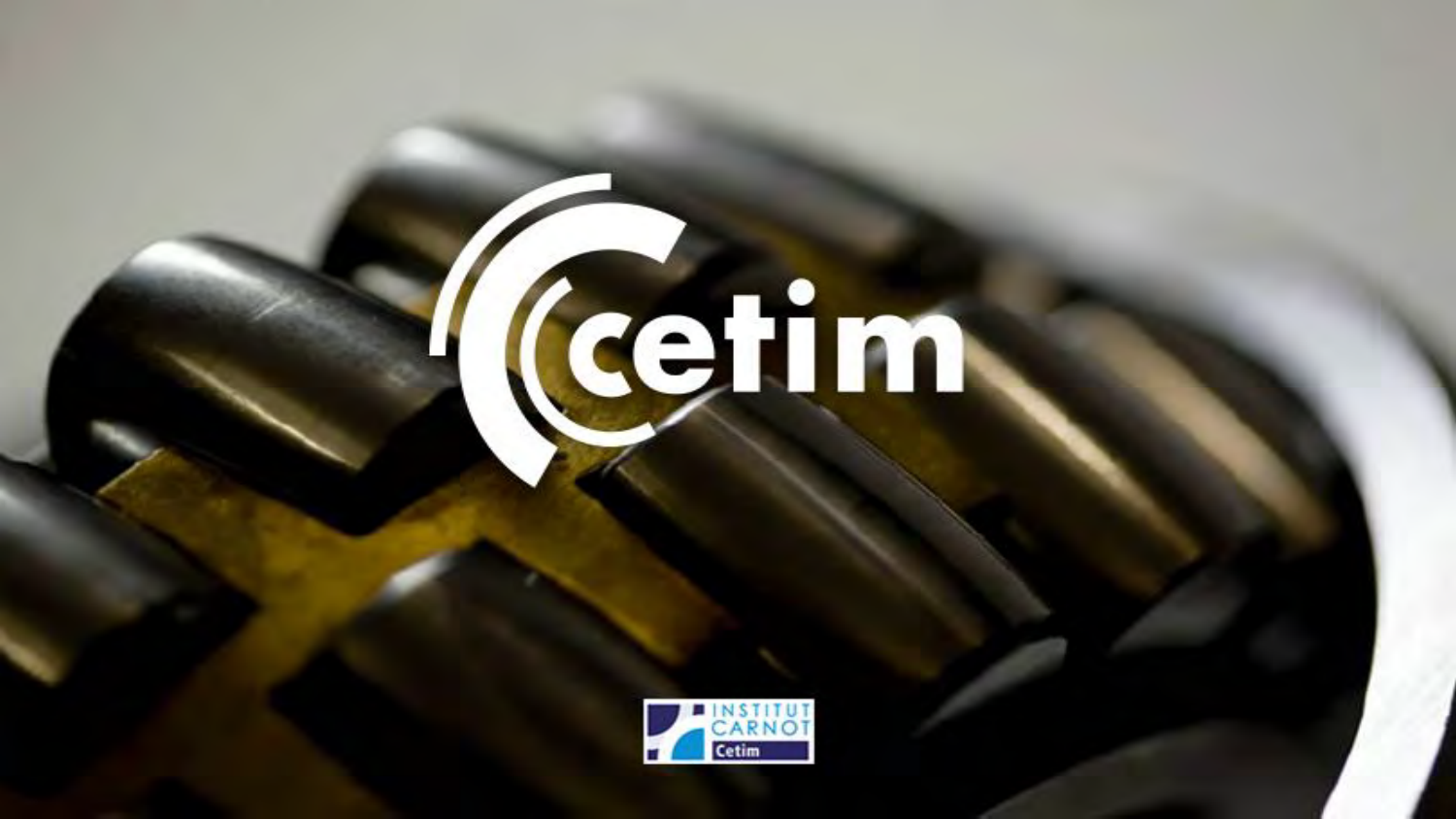cetim

INSTITUT CARNOT Cetim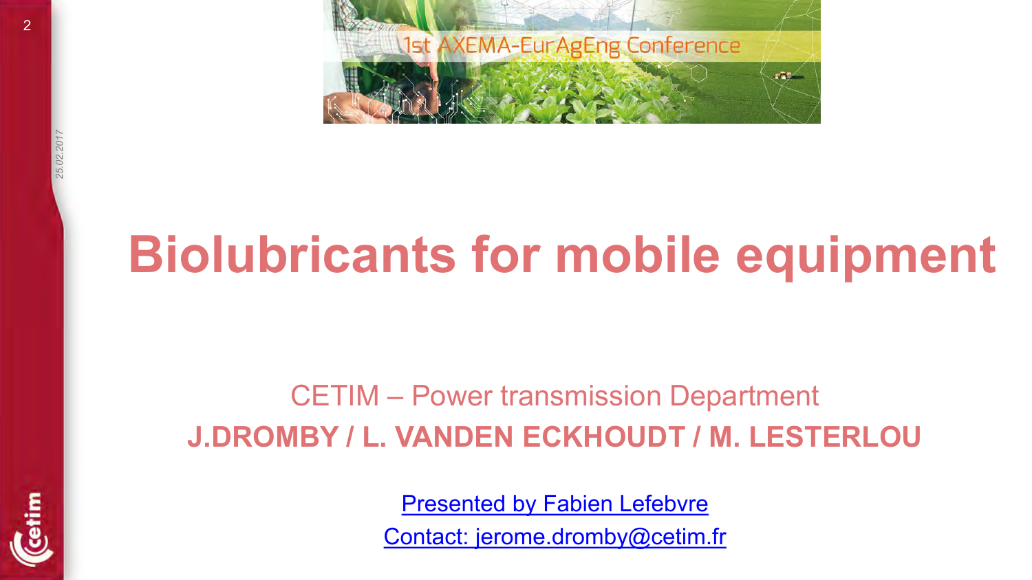1st AXEMA-EurAgEng Conference

# Biolubricants for mobile equipment

CETIM – Power transmission Department

**J.DROMBY / L. VANDEN ECKHOUDT / M. LESTERLOU**

Presented by Fabien Lefebvre

Contact: jerome.dromby@cetim.fr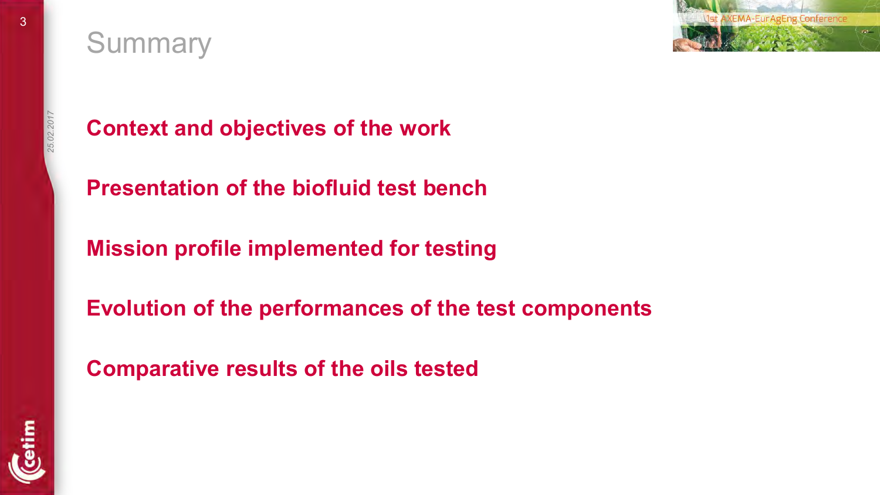# Summary

**Context and objectives of the work**

**Presentation of the biofluid test bench**

**Mission profile implemented for testing**

**Evolution of the performances of the test components**

**Comparative results of the oils tested**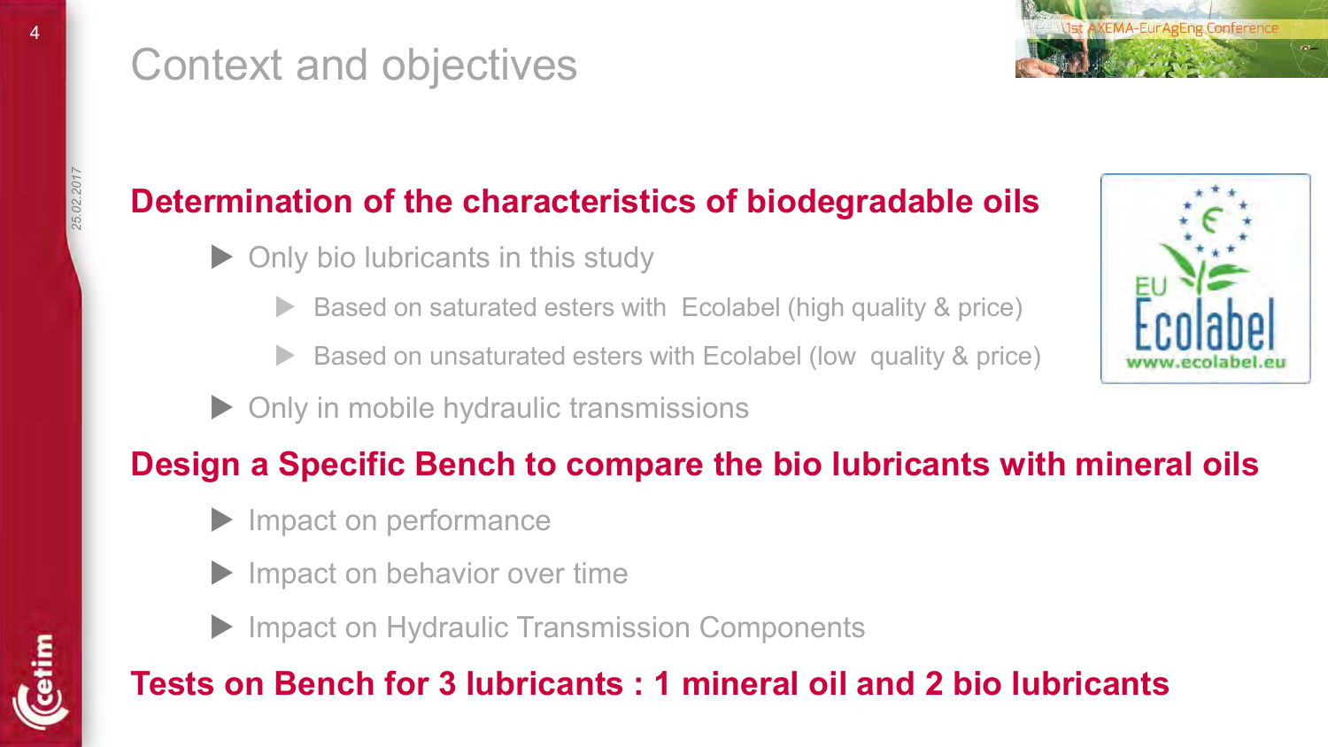# Context and objectives

## Determination of the characteristics of biodegradable oils

- Only bio lubricants in this study
  - Based on saturated esters with Ecolabel (high quality & price)
  - Based on unsaturated esters with Ecolabel (low quality & price)
- Only in mobile hydraulic transmissions

## Design a Specific Bench to compare the bio lubricants with mineral oils

- Impact on performance
- Impact on behavior over time
- Impact on Hydraulic Transmission Components

## Tests on Bench for 3 lubricants : 1 mineral oil and 2 bio lubricants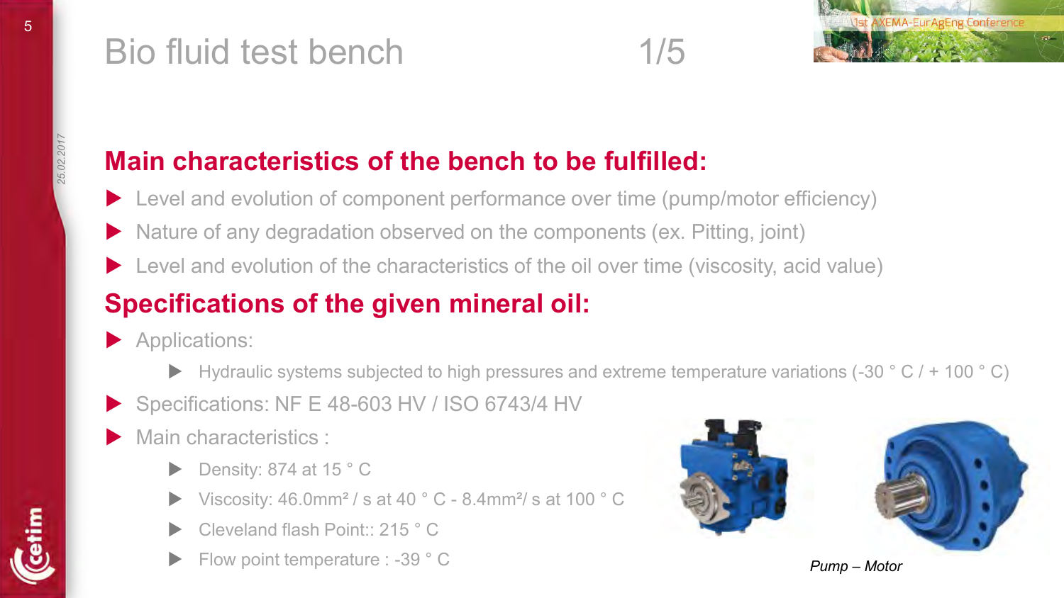# Bio fluid test bench 1/5

## Main characteristics of the bench to be fulfilled:

- Level and evolution of component performance over time (pump/motor efficiency)
- Nature of any degradation observed on the components (ex. Pitting, joint)
- Level and evolution of the characteristics of the oil over time (viscosity, acid value)

## Specifications of the given mineral oil:

- Applications:
  - Hydraulic systems subjected to high pressures and extreme temperature variations (-30 ° C / + 100 ° C)
- Specifications: NF E 48-603 HV / ISO 6743/4 HV
- Main characteristics :
  - Density: 874 at 15 ° C
  - Viscosity: 46.0mm² / s at 40 ° C - 8.4mm²/ s at 100 ° C
  - Cleveland flash Point:: 215 ° C
  - Flow point temperature : -39 ° C

*Pump – Motor*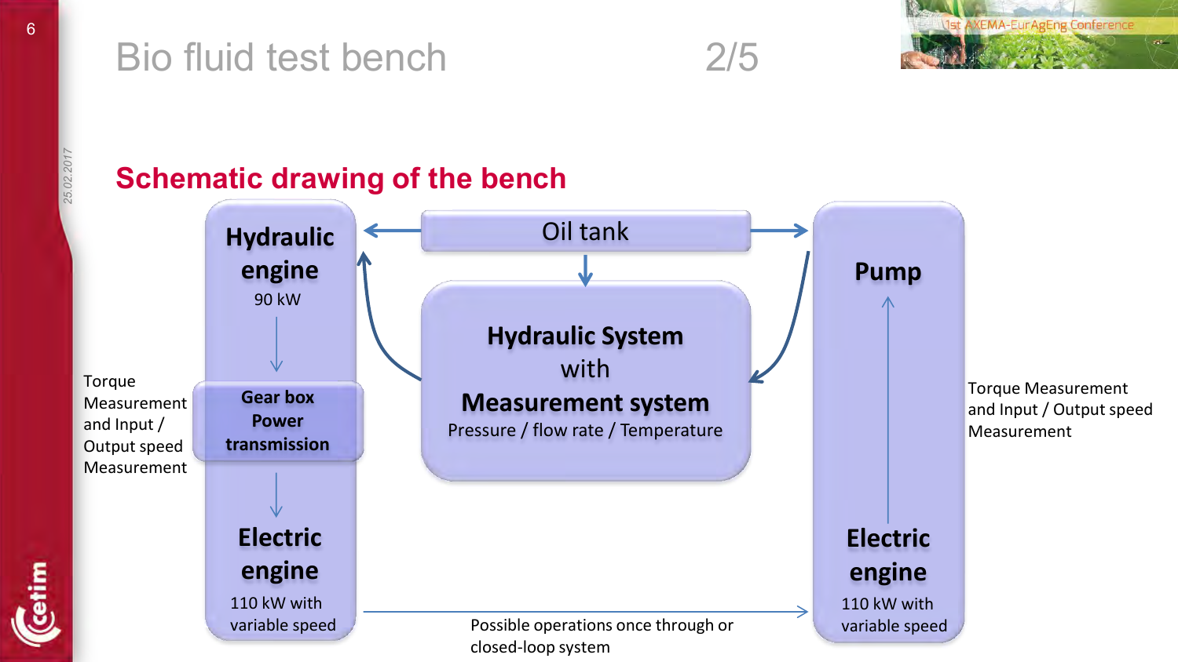# Bio fluid test bench 2/5

## Schematic drawing of the bench

**Hydraulic engine**
90 kW

**Gear box Power transmission**

**Electric engine**
110 kW with variable speed

Torque Measurement and Input / Output speed Measurement

**Oil tank**

**Hydraulic System with Measurement system**
Pressure / flow rate / Temperature

**Pump**

**Electric engine**
110 kW with variable speed

Torque Measurement and Input / Output speed Measurement

Possible operations once through or closed-loop system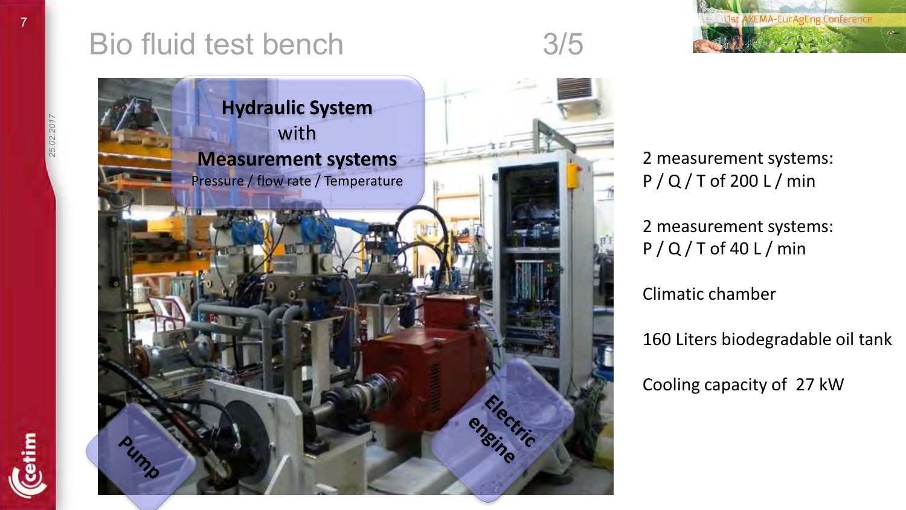# Bio fluid test bench 3/5

**Hydraulic System**
with
**Measurement systems**
Pressure / flow rate / Temperature

**Pump**

**Electric engine**

2 measurement systems:
P / Q / T of 200 L / min

2 measurement systems:
P / Q / T of 40 L / min

Climatic chamber

160 Liters biodegradable oil tank

Cooling capacity of 27 kW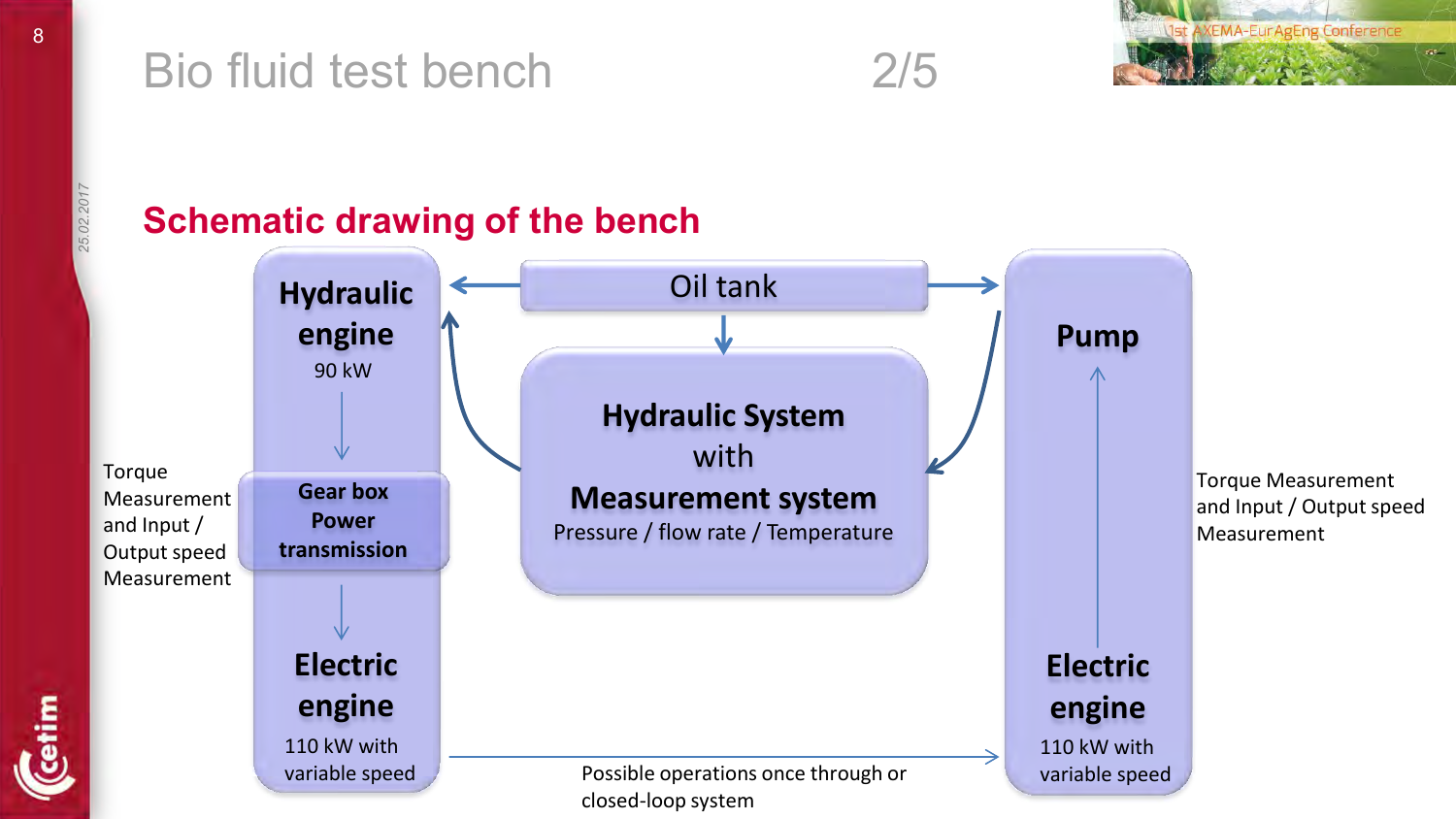# Bio fluid test bench 2/5

## Schematic drawing of the bench

Hydraulic engine
90 kW

Gear box
Power transmission

Electric engine
110 kW with variable speed

Torque Measurement and Input / Output speed Measurement

Oil tank

Hydraulic System with Measurement system
Pressure / flow rate / Temperature

Pump

Electric engine
110 kW with variable speed

Torque Measurement and Input / Output speed Measurement

Possible operations once through or closed-loop system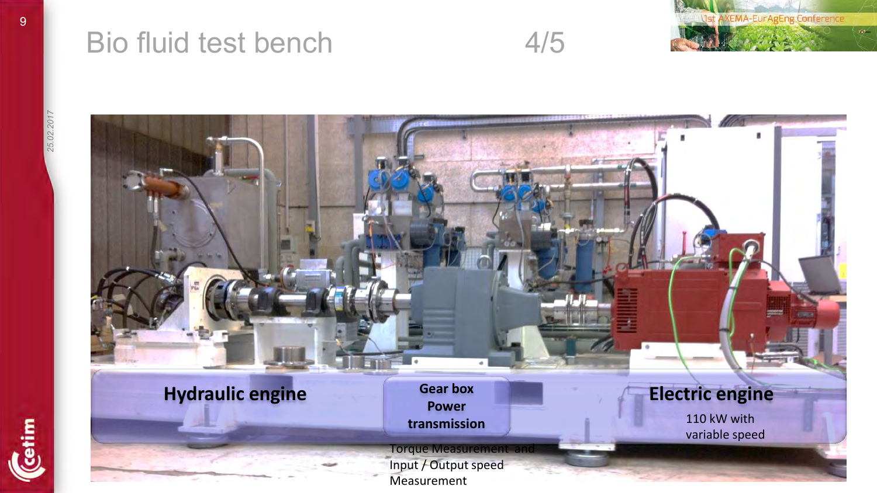# Bio fluid test bench 4/5

**Hydraulic engine**

**Gear box**
**Power transmission**

Torque Measurement and Input / Output speed Measurement

**Electric engine**

110 kW with variable speed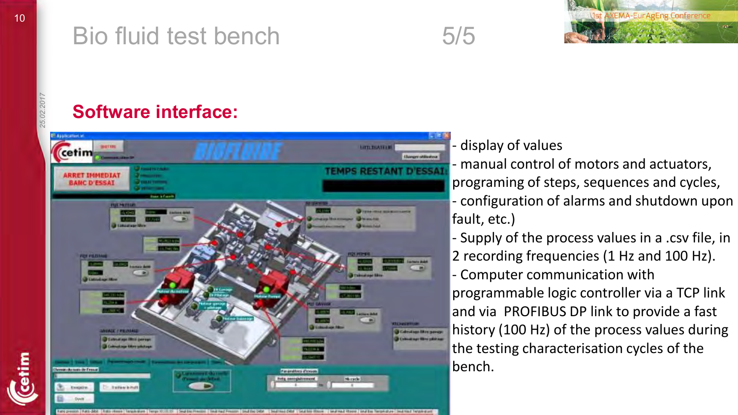# Bio fluid test bench 5/5

## Software interface:

- display of values
- manual control of motors and actuators, programing of steps, sequences and cycles,
- configuration of alarms and shutdown upon fault, etc.)
- Supply of the process values in a .csv file, in 2 recording frequencies (1 Hz and 100 Hz).
- Computer communication with programmable logic controller via a TCP link and via PROFIBUS DP link to provide a fast history (100 Hz) of the process values during the testing characterisation cycles of the bench.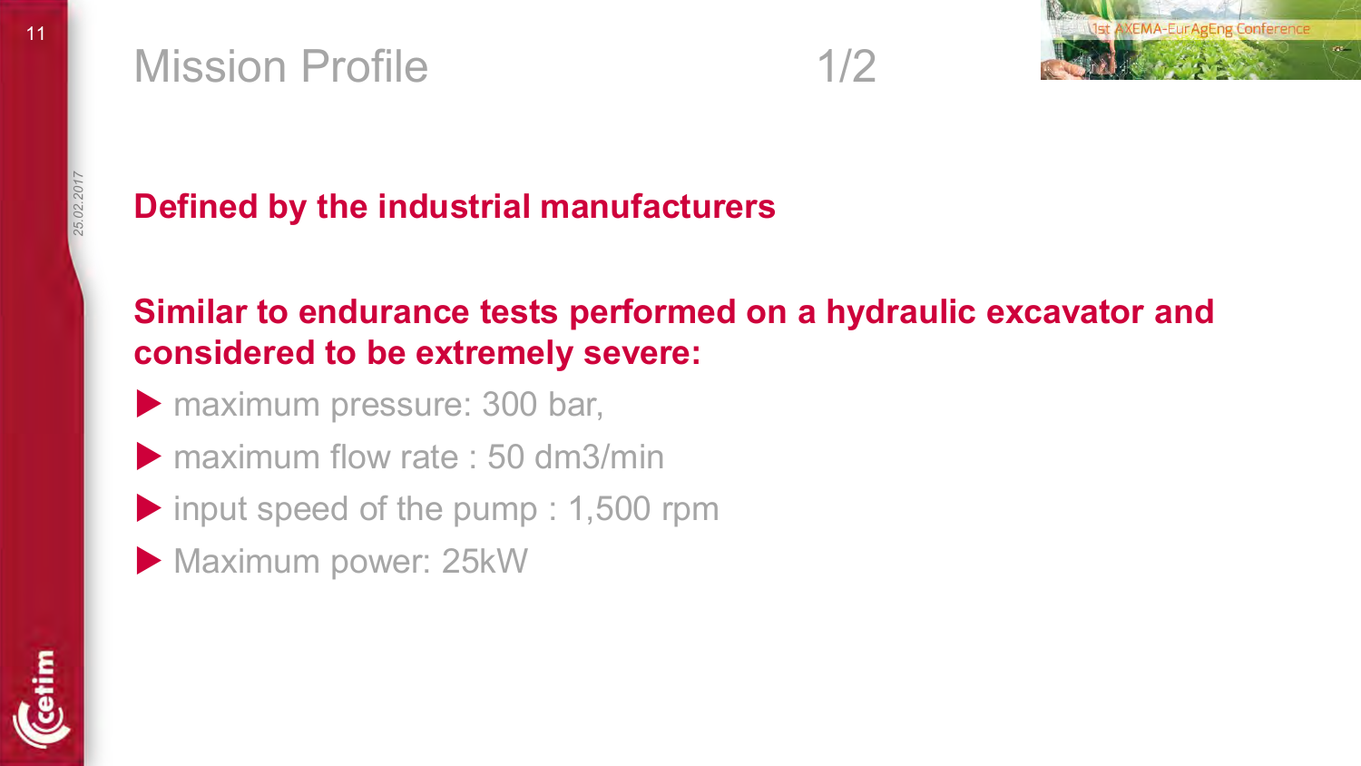# Mission Profile 1/2

**Defined by the industrial manufacturers**

**Similar to endurance tests performed on a hydraulic excavator and considered to be extremely severe:**

- maximum pressure: 300 bar,
- maximum flow rate : 50 dm3/min
- input speed of the pump : 1,500 rpm
- Maximum power: 25kW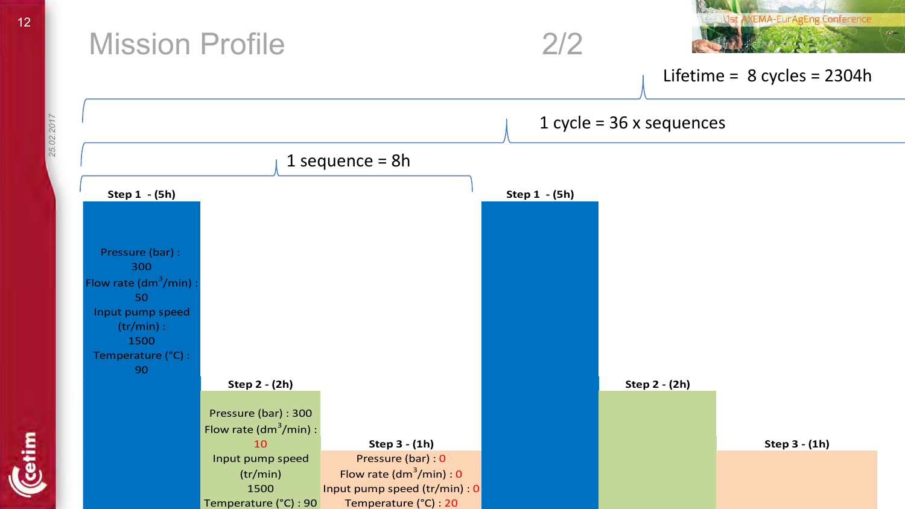# Mission Profile 2/2

Lifetime = 8 cycles = 2304h

1 cycle = 36 x sequences

1 sequence = 8h

**Step 1 - (5h)**

Pressure (bar) : 300
Flow rate ($dm^3$/min) : 50
Input pump speed (tr/min) : 1500
Temperature (°C) : 90

**Step 2 - (2h)**

Pressure (bar) : 300
Flow rate ($dm^3$/min) : 10
Input pump speed (tr/min) 1500
Temperature (°C) : 90

**Step 3 - (1h)**

Pressure (bar) : 0
Flow rate ($dm^3$/min) : 0
Input pump speed (tr/min) : 0
Temperature (°C) : 20

**Step 1 - (5h)**

**Step 2 - (2h)**

**Step 3 - (1h)**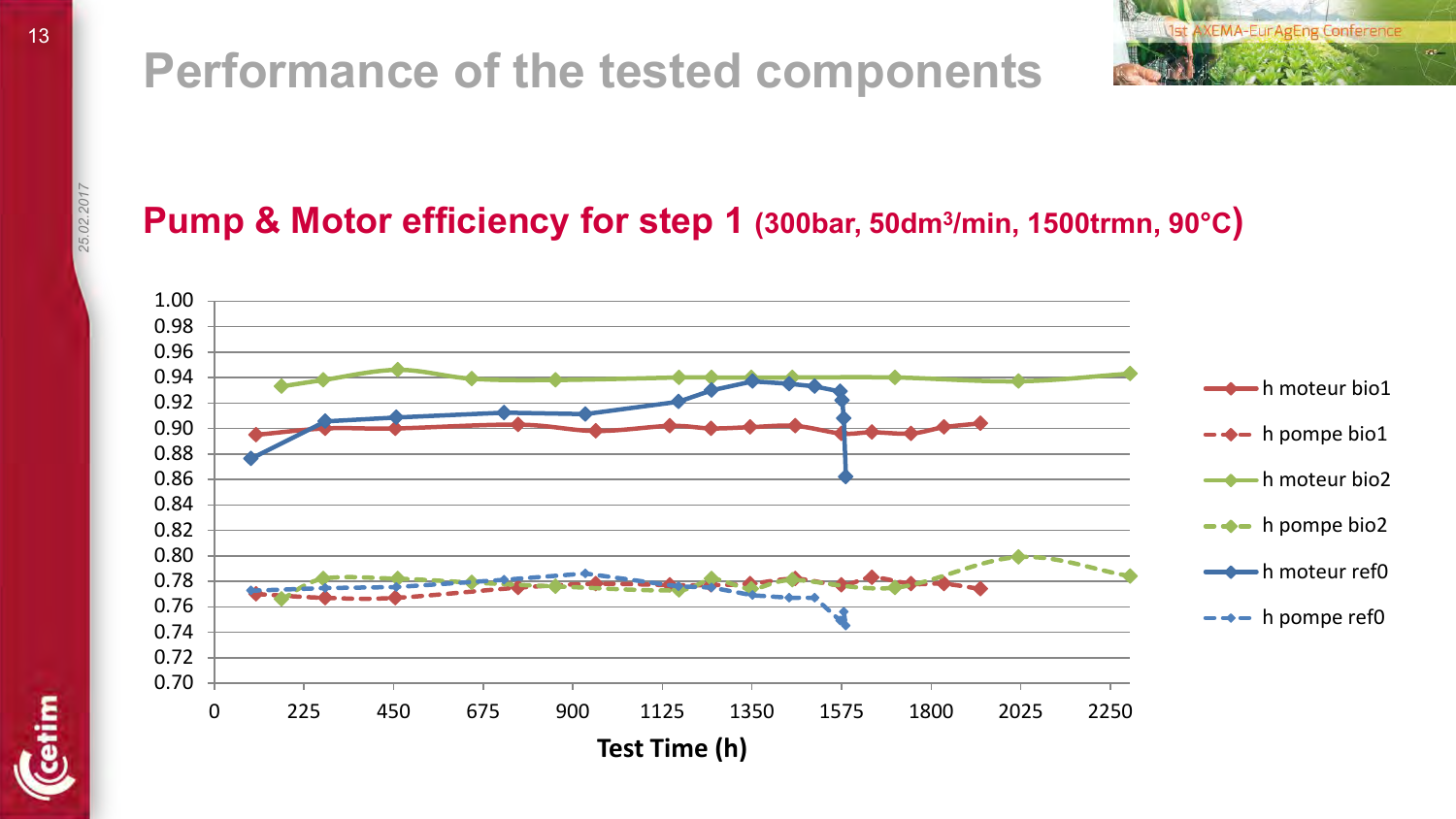# Performance of the tested components

## Pump & Motor efficiency for step 1 (300bar, 50dm³/min, 1500trmn, 90°C)

Test Time (h)

- h moteur bio1
- h pompe bio1
- h moteur bio2
- h pompe bio2
- h moteur ref0
- h pompe ref0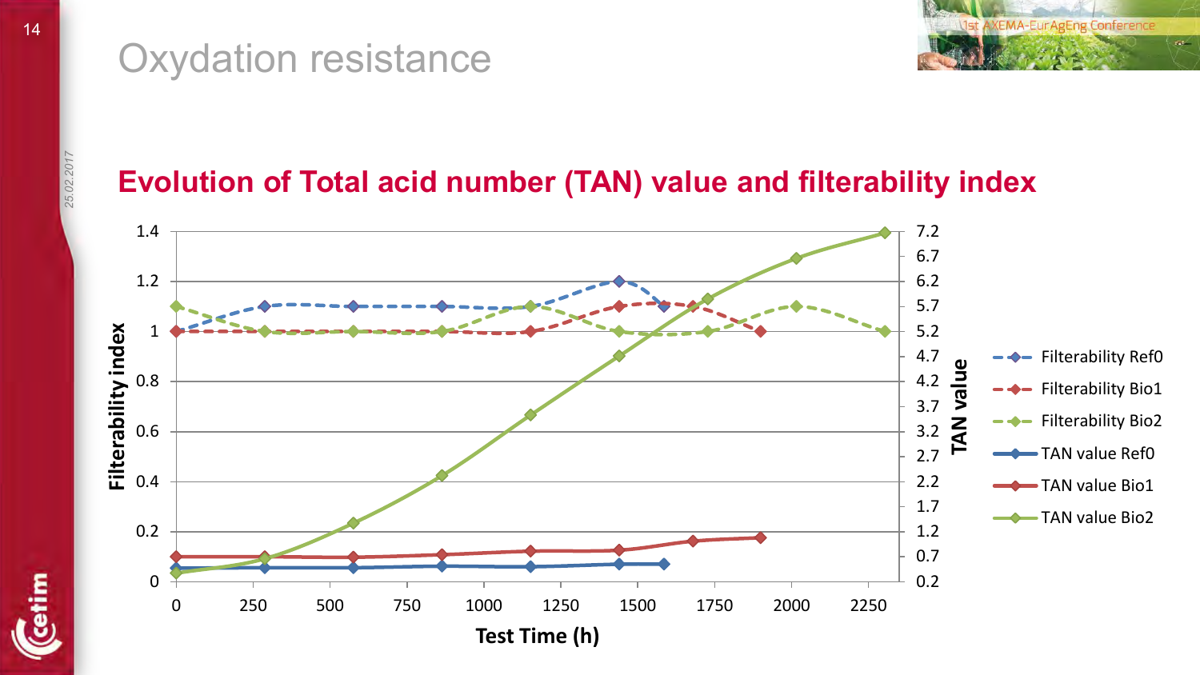# Oxydation resistance

## Evolution of Total acid number (TAN) value and filterability index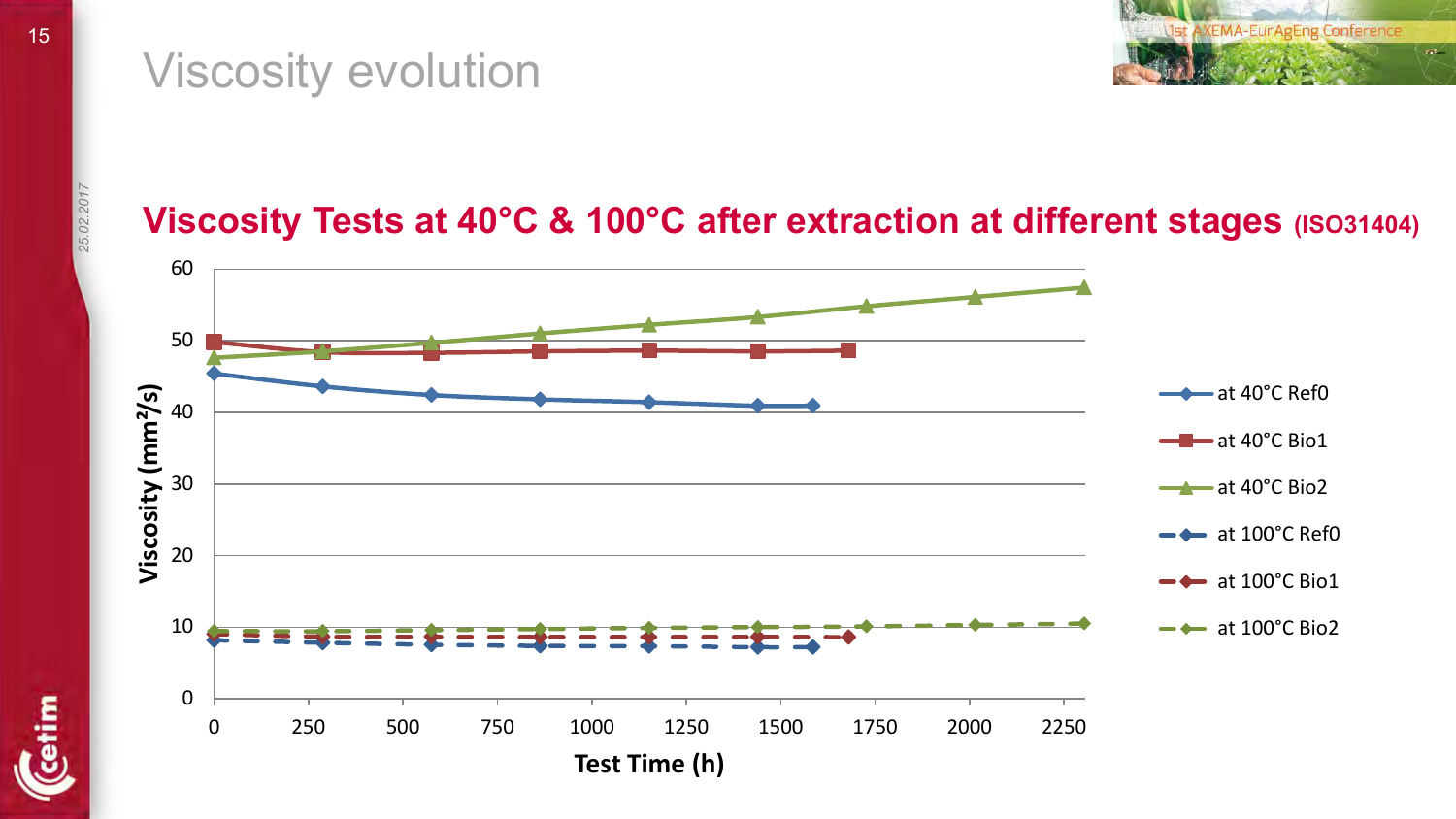# Viscosity evolution

## Viscosity Tests at 40°C & 100°C after extraction at different stages (ISO31404)

Viscosity (mm²/s)

Test Time (h)

- at 40°C Ref0
- at 40°C Bio1
- at 40°C Bio2
- at 100°C Ref0
- at 100°C Bio1
- at 100°C Bio2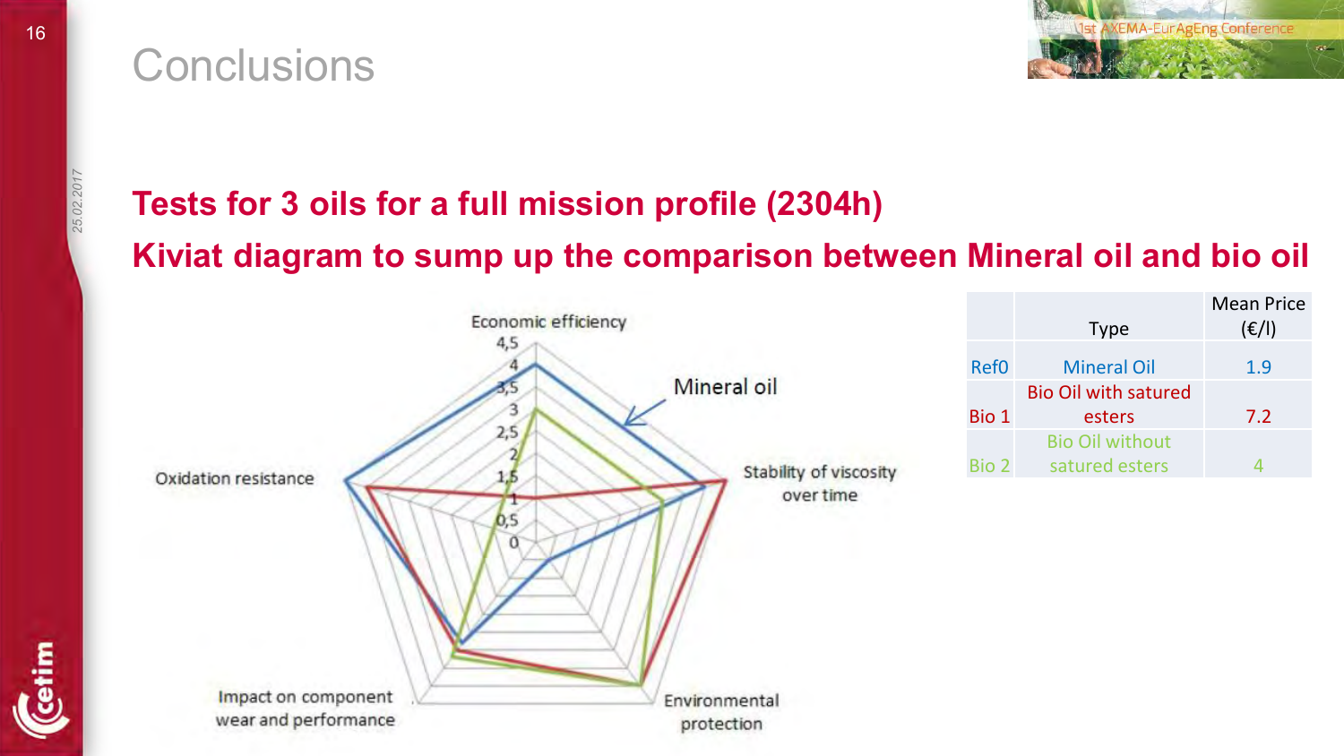# Conclusions

**Tests for 3 oils for a full mission profile (2304h)**

**Kiviat diagram to sump up the comparison between Mineral oil and bio oil**

Economic efficiency

4,5
4
3,5
3
2,5
2
1,5
1
0,5
0

Mineral oil

Stability of viscosity over time

Environmental protection

Impact on component wear and performance

Oxidation resistance

| | Type | Mean Price (€/l) |
|---|---|---|
| Ref0 | Mineral Oil | 1.9 |
| Bio 1 | Bio Oil with satured esters | 7.2 |
| Bio 2 | Bio Oil without satured esters | 4 |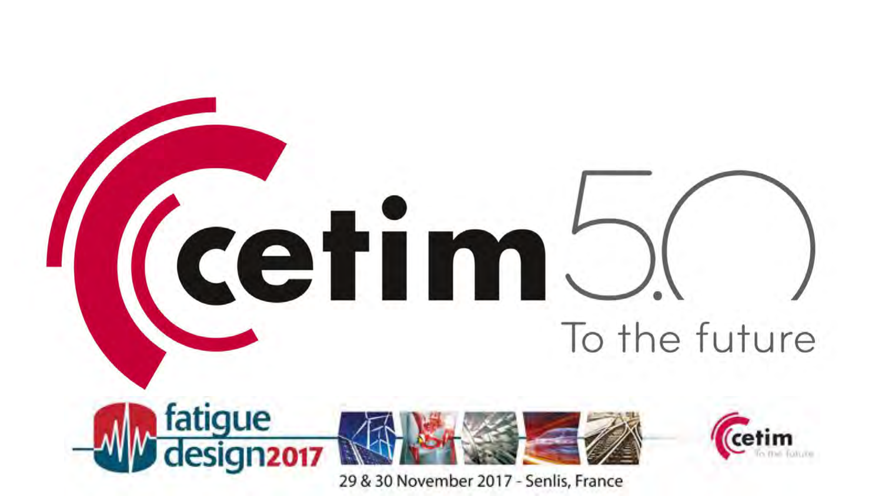cetim 5.0

To the future

fatigue design2017

29 & 30 November 2017 - Senlis, France

cetim

To the future